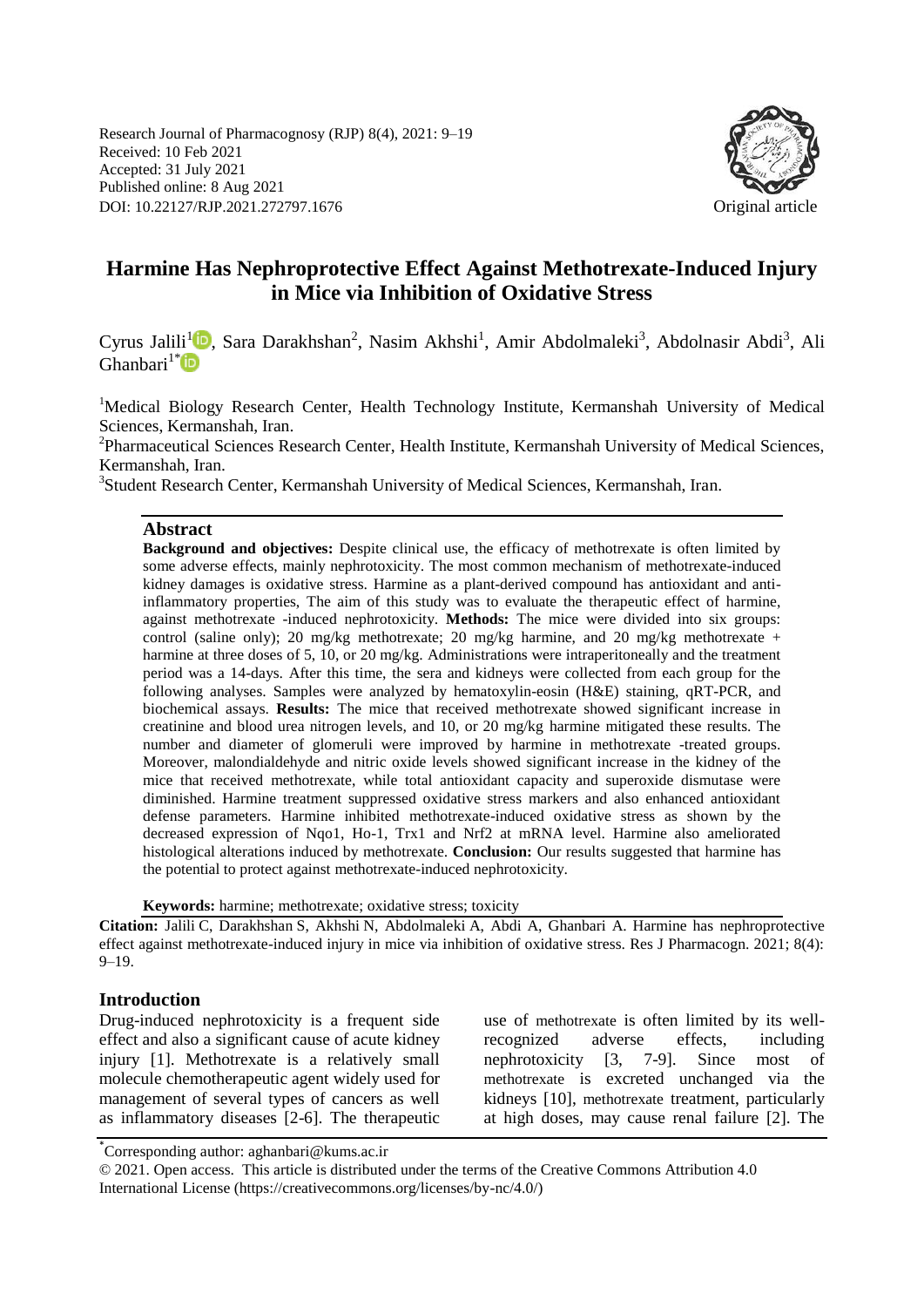Research Journal of Pharmacognosy (RJP) 8(4), 2021: 9–19
Received: 10 Feb 2021
Accepted: 31 July 2021
Published online: 8 Aug 2021
DOI: 10.22127/RJP.2021.272797.1676

Original article

# Harmine Has Nephroprotective Effect Against Methotrexate-Induced Injury in Mice via Inhibition of Oxidative Stress

Cyrus Jalili[1], Sara Darakhshan[2], Nasim Akhshi[1], Amir Abdolmaleki[3], Abdolnasir Abdi[3], Ali Ghanbari[1*]

[1]Medical Biology Research Center, Health Technology Institute, Kermanshah University of Medical Sciences, Kermanshah, Iran.

[2]Pharmaceutical Sciences Research Center, Health Institute, Kermanshah University of Medical Sciences, Kermanshah, Iran.

[3]Student Research Center, Kermanshah University of Medical Sciences, Kermanshah, Iran.

## Abstract

**Background and objectives:** Despite clinical use, the efficacy of methotrexate is often limited by some adverse effects, mainly nephrotoxicity. The most common mechanism of methotrexate-induced kidney damages is oxidative stress. Harmine as a plant-derived compound has antioxidant and anti-inflammatory properties, The aim of this study was to evaluate the therapeutic effect of harmine, against methotrexate -induced nephrotoxicity. **Methods:** The mice were divided into six groups: control (saline only); 20 mg/kg methotrexate; 20 mg/kg harmine, and 20 mg/kg methotrexate + harmine at three doses of 5, 10, or 20 mg/kg. Administrations were intraperitoneally and the treatment period was a 14-days. After this time, the sera and kidneys were collected from each group for the following analyses. Samples were analyzed by hematoxylin-eosin (H&E) staining, qRT-PCR, and biochemical assays. **Results:** The mice that received methotrexate showed significant increase in creatinine and blood urea nitrogen levels, and 10, or 20 mg/kg harmine mitigated these results. The number and diameter of glomeruli were improved by harmine in methotrexate -treated groups. Moreover, malondialdehyde and nitric oxide levels showed significant increase in the kidney of the mice that received methotrexate, while total antioxidant capacity and superoxide dismutase were diminished. Harmine treatment suppressed oxidative stress markers and also enhanced antioxidant defense parameters. Harmine inhibited methotrexate-induced oxidative stress as shown by the decreased expression of Nqo1, Ho-1, Trx1 and Nrf2 at mRNA level. Harmine also ameliorated histological alterations induced by methotrexate. **Conclusion:** Our results suggested that harmine has the potential to protect against methotrexate-induced nephrotoxicity.

**Keywords:** harmine; methotrexate; oxidative stress; toxicity

**Citation:** Jalili C, Darakhshan S, Akhshi N, Abdolmaleki A, Abdi A, Ghanbari A. Harmine has nephroprotective effect against methotrexate-induced injury in mice via inhibition of oxidative stress. Res J Pharmacogn. 2021; 8(4): 9–19.

## Introduction

Drug-induced nephrotoxicity is a frequent side effect and also a significant cause of acute kidney injury [1]. Methotrexate is a relatively small molecule chemotherapeutic agent widely used for management of several types of cancers as well as inflammatory diseases [2-6]. The therapeutic use of methotrexate is often limited by its well-recognized adverse effects, including nephrotoxicity [3, 7-9]. Since most of methotrexate is excreted unchanged via the kidneys [10], methotrexate treatment, particularly at high doses, may cause renal failure [2]. The

*Corresponding author: aghanbari@kums.ac.ir

© 2021. Open access. This article is distributed under the terms of the Creative Commons Attribution 4.0 International License (https://creativecommons.org/licenses/by-nc/4.0/)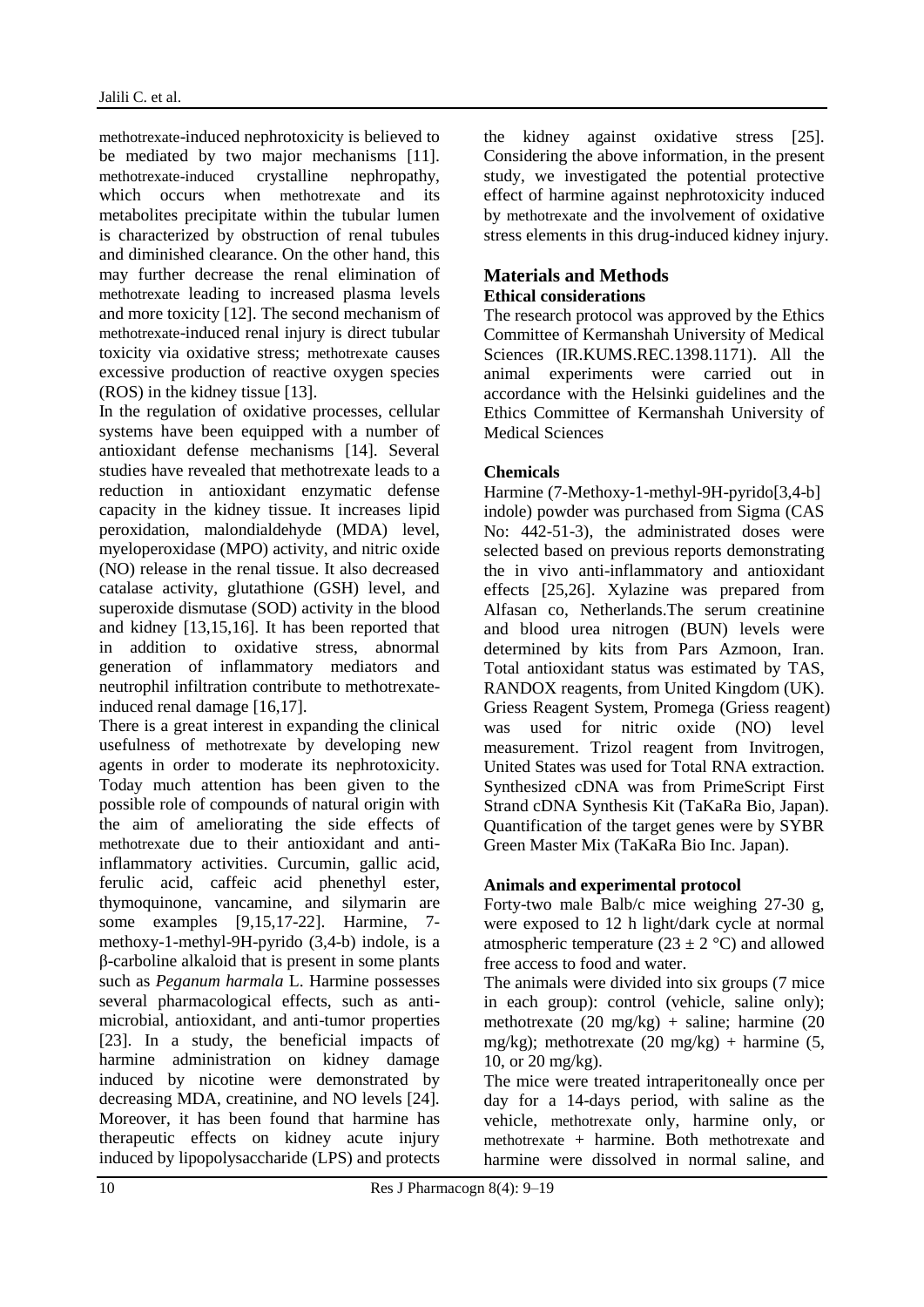methotrexate-induced nephrotoxicity is believed to be mediated by two major mechanisms [11]. methotrexate-induced crystalline nephropathy, which occurs when methotrexate and its metabolites precipitate within the tubular lumen is characterized by obstruction of renal tubules and diminished clearance. On the other hand, this may further decrease the renal elimination of methotrexate leading to increased plasma levels and more toxicity [12]. The second mechanism of methotrexate-induced renal injury is direct tubular toxicity via oxidative stress; methotrexate causes excessive production of reactive oxygen species (ROS) in the kidney tissue [13].

In the regulation of oxidative processes, cellular systems have been equipped with a number of antioxidant defense mechanisms [14]. Several studies have revealed that methotrexate leads to a reduction in antioxidant enzymatic defense capacity in the kidney tissue. It increases lipid peroxidation, malondialdehyde (MDA) level, myeloperoxidase (MPO) activity, and nitric oxide (NO) release in the renal tissue. It also decreased catalase activity, glutathione (GSH) level, and superoxide dismutase (SOD) activity in the blood and kidney [13,15,16]. It has been reported that in addition to oxidative stress, abnormal generation of inflammatory mediators and neutrophil infiltration contribute to methotrexate-induced renal damage [16,17].

There is a great interest in expanding the clinical usefulness of methotrexate by developing new agents in order to moderate its nephrotoxicity. Today much attention has been given to the possible role of compounds of natural origin with the aim of ameliorating the side effects of methotrexate due to their antioxidant and anti-inflammatory activities. Curcumin, gallic acid, ferulic acid, caffeic acid phenethyl ester, thymoquinone, vancamine, and silymarin are some examples [9,15,17-22]. Harmine, 7-methoxy-1-methyl-9H-pyrido (3,4-b) indole, is a β-carboline alkaloid that is present in some plants such as *Peganum harmala* L. Harmine possesses several pharmacological effects, such as anti-microbial, antioxidant, and anti-tumor properties [23]. In a study, the beneficial impacts of harmine administration on kidney damage induced by nicotine were demonstrated by decreasing MDA, creatinine, and NO levels [24]. Moreover, it has been found that harmine has therapeutic effects on kidney acute injury induced by lipopolysaccharide (LPS) and protects the kidney against oxidative stress [25]. Considering the above information, in the present study, we investigated the potential protective effect of harmine against nephrotoxicity induced by methotrexate and the involvement of oxidative stress elements in this drug-induced kidney injury.

## Materials and Methods

### Ethical considerations

The research protocol was approved by the Ethics Committee of Kermanshah University of Medical Sciences (IR.KUMS.REC.1398.1171). All the animal experiments were carried out in accordance with the Helsinki guidelines and the Ethics Committee of Kermanshah University of Medical Sciences

### Chemicals

Harmine (7-Methoxy-1-methyl-9H-pyrido[3,4-b] indole) powder was purchased from Sigma (CAS No: 442-51-3), the administrated doses were selected based on previous reports demonstrating the in vivo anti-inflammatory and antioxidant effects [25,26]. Xylazine was prepared from Alfasan co, Netherlands.The serum creatinine and blood urea nitrogen (BUN) levels were determined by kits from Pars Azmoon, Iran. Total antioxidant status was estimated by TAS, RANDOX reagents, from United Kingdom (UK). Griess Reagent System, Promega (Griess reagent) was used for nitric oxide (NO) level measurement. Trizol reagent from Invitrogen, United States was used for Total RNA extraction. Synthesized cDNA was from PrimeScript First Strand cDNA Synthesis Kit (TaKaRa Bio, Japan). Quantification of the target genes were by SYBR Green Master Mix (TaKaRa Bio Inc. Japan).

### Animals and experimental protocol

Forty-two male Balb/c mice weighing 27-30 g, were exposed to 12 h light/dark cycle at normal atmospheric temperature ($23 \pm 2$ °C) and allowed free access to food and water.

The animals were divided into six groups (7 mice in each group): control (vehicle, saline only); methotrexate (20 mg/kg) + saline; harmine (20 mg/kg); methotrexate (20 mg/kg) + harmine (5, 10, or 20 mg/kg).

The mice were treated intraperitoneally once per day for a 14-days period, with saline as the vehicle, methotrexate only, harmine only, or methotrexate + harmine. Both methotrexate and harmine were dissolved in normal saline, and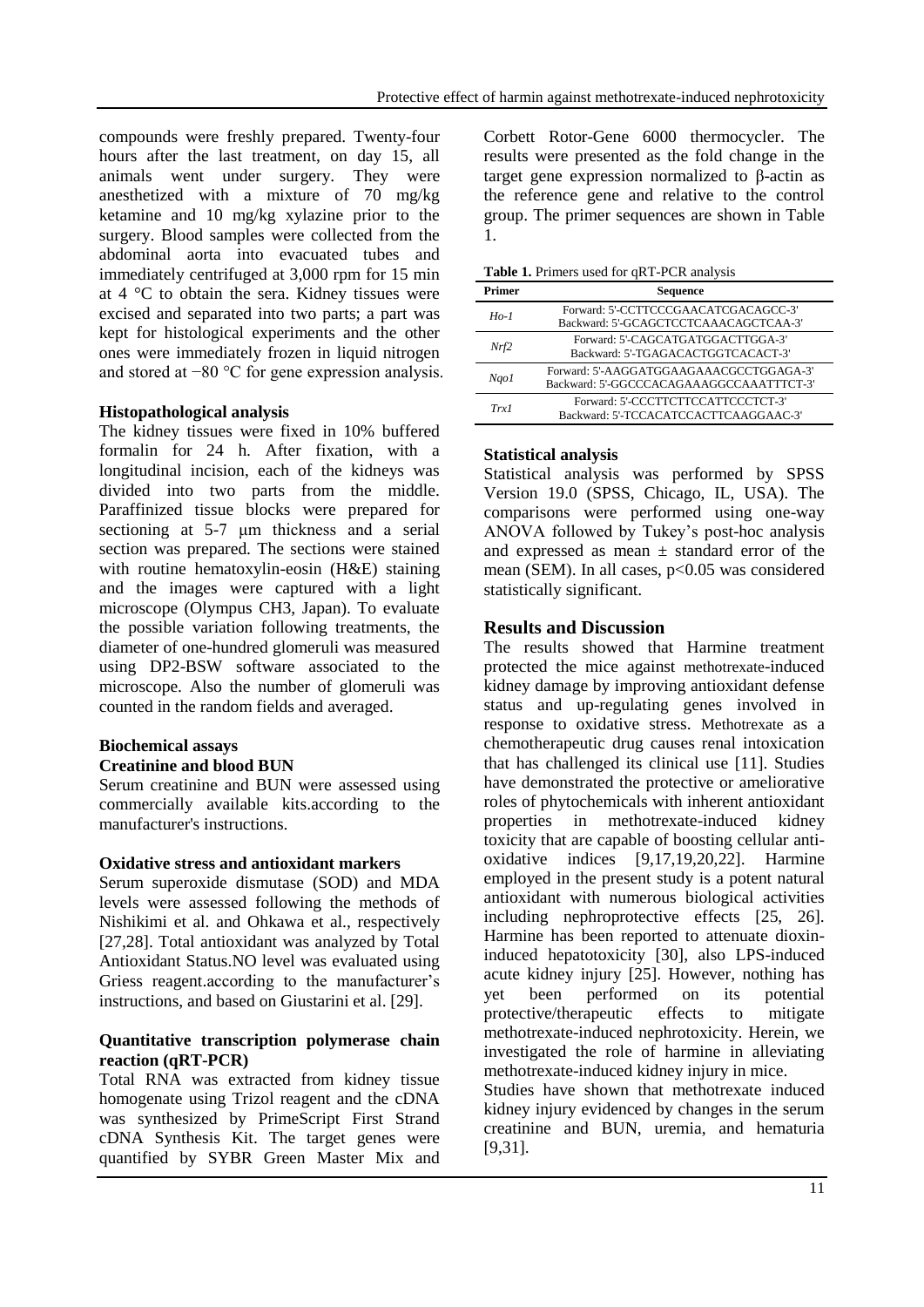compounds were freshly prepared. Twenty-four hours after the last treatment, on day 15, all animals went under surgery. They were anesthetized with a mixture of 70 mg/kg ketamine and 10 mg/kg xylazine prior to the surgery. Blood samples were collected from the abdominal aorta into evacuated tubes and immediately centrifuged at 3,000 rpm for 15 min at 4 °C to obtain the sera. Kidney tissues were excised and separated into two parts; a part was kept for histological experiments and the other ones were immediately frozen in liquid nitrogen and stored at −80 °C for gene expression analysis.

### Histopathological analysis

The kidney tissues were fixed in 10% buffered formalin for 24 h. After fixation, with a longitudinal incision, each of the kidneys was divided into two parts from the middle. Paraffinized tissue blocks were prepared for sectioning at 5-7 μm thickness and a serial section was prepared. The sections were stained with routine hematoxylin-eosin (H&E) staining and the images were captured with a light microscope (Olympus CH3, Japan). To evaluate the possible variation following treatments, the diameter of one-hundred glomeruli was measured using DP2-BSW software associated to the microscope. Also the number of glomeruli was counted in the random fields and averaged.

### Biochemical assays

#### Creatinine and blood BUN

Serum creatinine and BUN were assessed using commercially available kits.according to the manufacturer's instructions.

#### Oxidative stress and antioxidant markers

Serum superoxide dismutase (SOD) and MDA levels were assessed following the methods of Nishikimi et al. and Ohkawa et al., respectively [27,28]. Total antioxidant was analyzed by Total Antioxidant Status.NO level was evaluated using Griess reagent.according to the manufacturer's instructions, and based on Giustarini et al. [29].

### Quantitative transcription polymerase chain reaction (qRT-PCR)

Total RNA was extracted from kidney tissue homogenate using Trizol reagent and the cDNA was synthesized by PrimeScript First Strand cDNA Synthesis Kit. The target genes were quantified by SYBR Green Master Mix and Corbett Rotor-Gene 6000 thermocycler. The results were presented as the fold change in the target gene expression normalized to β-actin as the reference gene and relative to the control group. The primer sequences are shown in Table 1.

**Table 1.** Primers used for qRT-PCR analysis

| Primer | Sequence |
|---|---|
| *Ho-1* | Forward: 5'-CCTTCCCGAACATCGACAGCC-3'<br>Backward: 5'-GCAGCTCCTCAAACAGCTCAA-3' |
| *Nrf2* | Forward: 5'-CAGCATGATGGACTTGGA-3'<br>Backward: 5'-TGAGACACTGGTCACACT-3' |
| *Nqo1* | Forward: 5'-AAGGATGGAAGAAACGCCTGGAGA-3'<br>Backward: 5'-GGCCCACAGAAAGGCCAAATTTCT-3' |
| *Trx1* | Forward: 5'-CCCTTCTTCCATTCCCTCT-3'<br>Backward: 5'-TCCACATCCACTTCAAGGAAC-3' |

### Statistical analysis

Statistical analysis was performed by SPSS Version 19.0 (SPSS, Chicago, IL, USA). The comparisons were performed using one-way ANOVA followed by Tukey's post-hoc analysis and expressed as mean ± standard error of the mean (SEM). In all cases, $p<0.05$ was considered statistically significant.

## Results and Discussion

The results showed that Harmine treatment protected the mice against methotrexate-induced kidney damage by improving antioxidant defense status and up-regulating genes involved in response to oxidative stress. Methotrexate as a chemotherapeutic drug causes renal intoxication that has challenged its clinical use [11]. Studies have demonstrated the protective or ameliorative roles of phytochemicals with inherent antioxidant properties in methotrexate-induced kidney toxicity that are capable of boosting cellular anti-oxidative indices [9,17,19,20,22]. Harmine employed in the present study is a potent natural antioxidant with numerous biological activities including nephroprotective effects [25, 26]. Harmine has been reported to attenuate dioxin-induced hepatotoxicity [30], also LPS-induced acute kidney injury [25]. However, nothing has yet been performed on its potential protective/therapeutic effects to mitigate methotrexate-induced nephrotoxicity. Herein, we investigated the role of harmine in alleviating methotrexate-induced kidney injury in mice.

Studies have shown that methotrexate induced kidney injury evidenced by changes in the serum creatinine and BUN, uremia, and hematuria [9,31].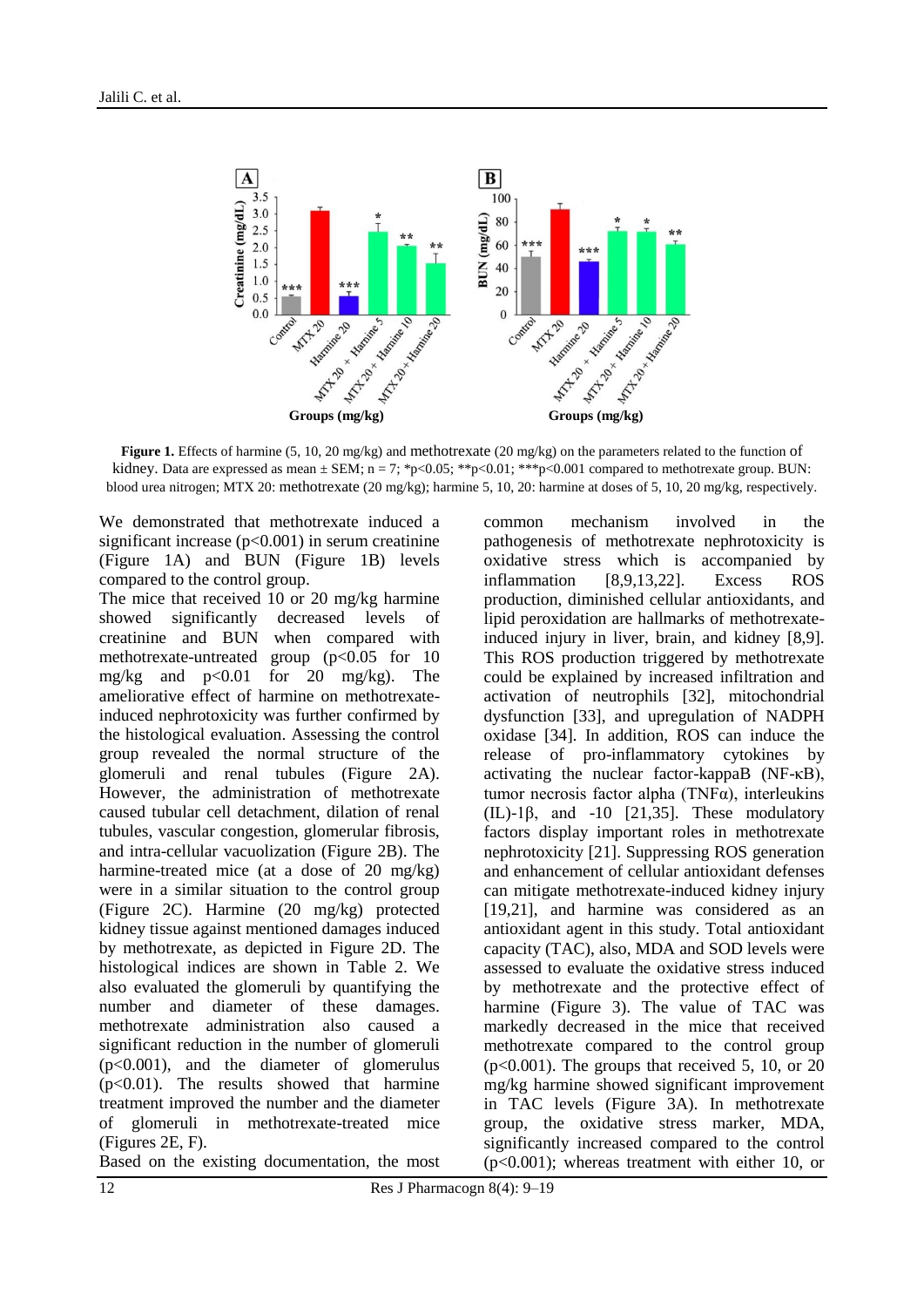**Figure 1.** Effects of harmine (5, 10, 20 mg/kg) and methotrexate (20 mg/kg) on the parameters related to the function of kidney. Data are expressed as mean ± SEM; n = 7; *p<0.05; **p<0.01; ***p<0.001 compared to methotrexate group. BUN: blood urea nitrogen; MTX 20: methotrexate (20 mg/kg); harmine 5, 10, 20: harmine at doses of 5, 10, 20 mg/kg, respectively.

We demonstrated that methotrexate induced a significant increase ($p<0.001$) in serum creatinine (Figure 1A) and BUN (Figure 1B) levels compared to the control group.

The mice that received 10 or 20 mg/kg harmine showed significantly decreased levels of creatinine and BUN when compared with methotrexate-untreated group ($p<0.05$ for 10 mg/kg and $p<0.01$ for 20 mg/kg). The ameliorative effect of harmine on methotrexate-induced nephrotoxicity was further confirmed by the histological evaluation. Assessing the control group revealed the normal structure of the glomeruli and renal tubules (Figure 2A). However, the administration of methotrexate caused tubular cell detachment, dilation of renal tubules, vascular congestion, glomerular fibrosis, and intra-cellular vacuolization (Figure 2B). The harmine-treated mice (at a dose of 20 mg/kg) were in a similar situation to the control group (Figure 2C). Harmine (20 mg/kg) protected kidney tissue against mentioned damages induced by methotrexate, as depicted in Figure 2D. The histological indices are shown in Table 2. We also evaluated the glomeruli by quantifying the number and diameter of these damages. methotrexate administration also caused a significant reduction in the number of glomeruli ($p<0.001$), and the diameter of glomerulus ($p<0.01$). The results showed that harmine treatment improved the number and the diameter of glomeruli in methotrexate-treated mice (Figures 2E, F).

Based on the existing documentation, the most common mechanism involved in the pathogenesis of methotrexate nephrotoxicity is oxidative stress which is accompanied by inflammation [8,9,13,22]. Excess ROS production, diminished cellular antioxidants, and lipid peroxidation are hallmarks of methotrexate-induced injury in liver, brain, and kidney [8,9]. This ROS production triggered by methotrexate could be explained by increased infiltration and activation of neutrophils [32], mitochondrial dysfunction [33], and upregulation of NADPH oxidase [34]. In addition, ROS can induce the release of pro-inflammatory cytokines by activating the nuclear factor-kappaB (NF-κB), tumor necrosis factor alpha (TNFα), interleukins (IL)-1β, and -10 [21,35]. These modulatory factors display important roles in methotrexate nephrotoxicity [21]. Suppressing ROS generation and enhancement of cellular antioxidant defenses can mitigate methotrexate-induced kidney injury [19,21], and harmine was considered as an antioxidant agent in this study. Total antioxidant capacity (TAC), also, MDA and SOD levels were assessed to evaluate the oxidative stress induced by methotrexate and the protective effect of harmine (Figure 3). The value of TAC was markedly decreased in the mice that received methotrexate compared to the control group ($p<0.001$). The groups that received 5, 10, or 20 mg/kg harmine showed significant improvement in TAC levels (Figure 3A). In methotrexate group, the oxidative stress marker, MDA, significantly increased compared to the control ($p<0.001$); whereas treatment with either 10, or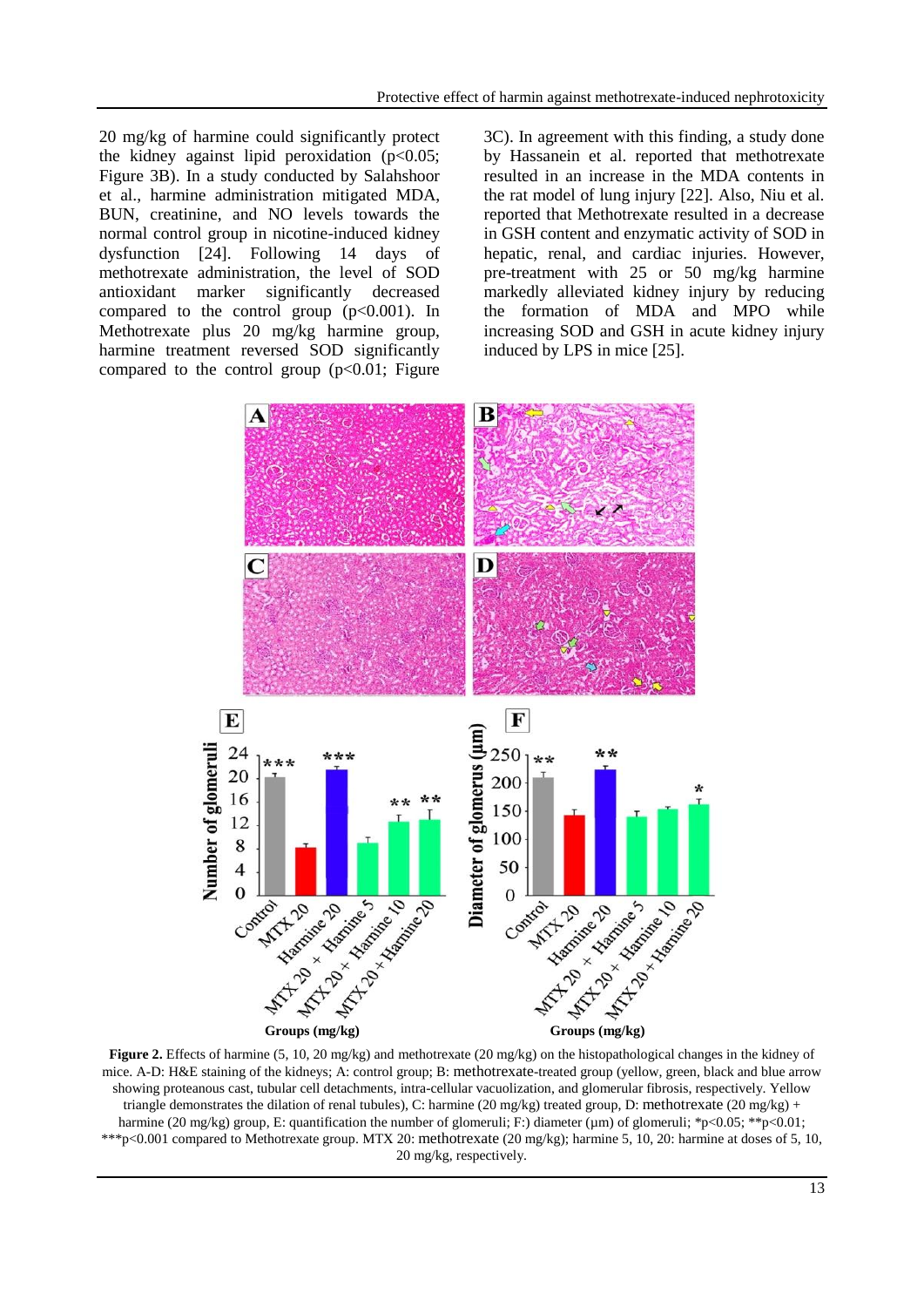20 mg/kg of harmine could significantly protect the kidney against lipid peroxidation ($p<0.05$; Figure 3B). In a study conducted by Salahshoor et al., harmine administration mitigated MDA, BUN, creatinine, and NO levels towards the normal control group in nicotine-induced kidney dysfunction [24]. Following 14 days of methotrexate administration, the level of SOD antioxidant marker significantly decreased compared to the control group ($p<0.001$). In Methotrexate plus 20 mg/kg harmine group, harmine treatment reversed SOD significantly compared to the control group ($p<0.01$; Figure 3C). In agreement with this finding, a study done by Hassanein et al. reported that methotrexate resulted in an increase in the MDA contents in the rat model of lung injury [22]. Also, Niu et al. reported that Methotrexate resulted in a decrease in GSH content and enzymatic activity of SOD in hepatic, renal, and cardiac injuries. However, pre-treatment with 25 or 50 mg/kg harmine markedly alleviated kidney injury by reducing the formation of MDA and MPO while increasing SOD and GSH in acute kidney injury induced by LPS in mice [25].

**Figure 2.** Effects of harmine (5, 10, 20 mg/kg) and methotrexate (20 mg/kg) on the histopathological changes in the kidney of mice. A-D: H&E staining of the kidneys; A: control group; B: methotrexate-treated group (yellow, green, black and blue arrow showing proteanous cast, tubular cell detachments, intra-cellular vacuolization, and glomerular fibrosis, respectively. Yellow triangle demonstrates the dilation of renal tubules), C: harmine (20 mg/kg) treated group, D: methotrexate (20 mg/kg) + harmine (20 mg/kg) group, E: quantification the number of glomeruli; F:) diameter (μm) of glomeruli; *$p<0.05$; **$p<0.01$; ***$p<0.001$ compared to Methotrexate group. MTX 20: methotrexate (20 mg/kg); harmine 5, 10, 20: harmine at doses of 5, 10, 20 mg/kg, respectively.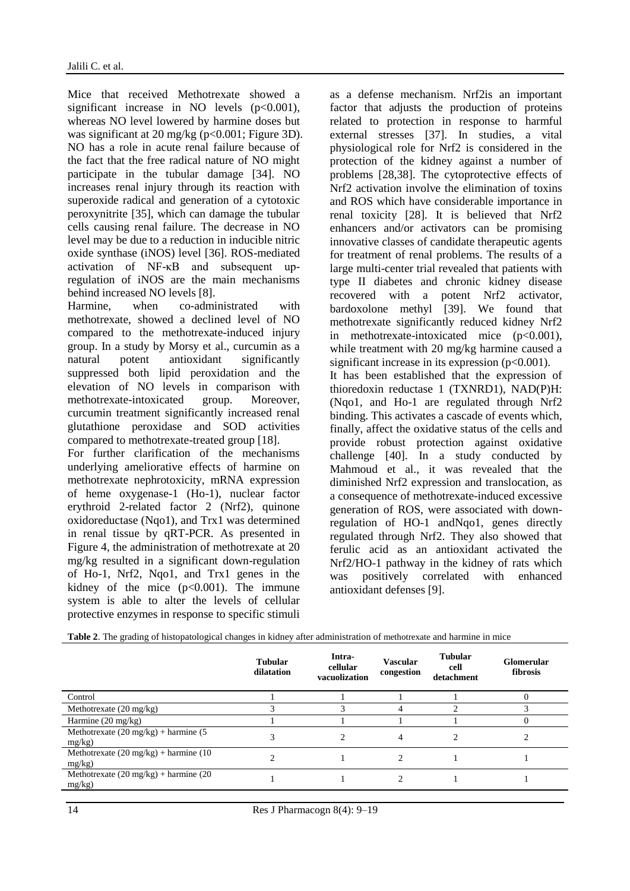Mice that received Methotrexate showed a significant increase in NO levels ($p<0.001$), whereas NO level lowered by harmine doses but was significant at 20 mg/kg ($p<0.001$; Figure 3D). NO has a role in acute renal failure because of the fact that the free radical nature of NO might participate in the tubular damage [34]. NO increases renal injury through its reaction with superoxide radical and generation of a cytotoxic peroxynitrite [35], which can damage the tubular cells causing renal failure. The decrease in NO level may be due to a reduction in inducible nitric oxide synthase (iNOS) level [36]. ROS-mediated activation of NF-κB and subsequent up-regulation of iNOS are the main mechanisms behind increased NO levels [8].

Harmine, when co-administrated with methotrexate, showed a declined level of NO compared to the methotrexate-induced injury group. In a study by Morsy et al., curcumin as a natural potent antioxidant significantly suppressed both lipid peroxidation and the elevation of NO levels in comparison with methotrexate-intoxicated group. Moreover, curcumin treatment significantly increased renal glutathione peroxidase and SOD activities compared to methotrexate-treated group [18].

For further clarification of the mechanisms underlying ameliorative effects of harmine on methotrexate nephrotoxicity, mRNA expression of heme oxygenase-1 (Ho-1), nuclear factor erythroid 2-related factor 2 (Nrf2), quinone oxidoreductase (Nqo1), and Trx1 was determined in renal tissue by qRT-PCR. As presented in Figure 4, the administration of methotrexate at 20 mg/kg resulted in a significant down-regulation of Ho-1, Nrf2, Nqo1, and Trx1 genes in the kidney of the mice ($p<0.001$). The immune system is able to alter the levels of cellular protective enzymes in response to specific stimuli as a defense mechanism. Nrf2is an important factor that adjusts the production of proteins related to protection in response to harmful external stresses [37]. In studies, a vital physiological role for Nrf2 is considered in the protection of the kidney against a number of problems [28,38]. The cytoprotective effects of Nrf2 activation involve the elimination of toxins and ROS which have considerable importance in renal toxicity [28]. It is believed that Nrf2 enhancers and/or activators can be promising innovative classes of candidate therapeutic agents for treatment of renal problems. The results of a large multi-center trial revealed that patients with type II diabetes and chronic kidney disease recovered with a potent Nrf2 activator, bardoxolone methyl [39]. We found that methotrexate significantly reduced kidney Nrf2 in methotrexate-intoxicated mice ($p<0.001$), while treatment with 20 mg/kg harmine caused a significant increase in its expression ($p<0.001$).

It has been established that the expression of thioredoxin reductase 1 (TXNRD1), NAD(P)H: (Nqo1, and Ho-1 are regulated through Nrf2 binding. This activates a cascade of events which, finally, affect the oxidative status of the cells and provide robust protection against oxidative challenge [40]. In a study conducted by Mahmoud et al., it was revealed that the diminished Nrf2 expression and translocation, as a consequence of methotrexate-induced excessive generation of ROS, were associated with down-regulation of HO-1 andNqo1, genes directly regulated through Nrf2. They also showed that ferulic acid as an antioxidant activated the Nrf2/HO-1 pathway in the kidney of rats which was positively correlated with enhanced antioxidant defenses [9].

**Table 2**. The grading of histopatological changes in kidney after administration of methotrexate and harmine in mice

| | Tubular dilatation | Intra-cellular vacuolization | Vascular congestion | Tubular cell detachment | Glomerular fibrosis |
|---|---|---|---|---|---|
| Control | 1 | 1 | 1 | 1 | 0 |
| Methotrexate (20 mg/kg) | 3 | 3 | 4 | 2 | 3 |
| Harmine (20 mg/kg) | 1 | 1 | 1 | 1 | 0 |
| Methotrexate (20 mg/kg) + harmine (5 mg/kg) | 3 | 2 | 4 | 2 | 2 |
| Methotrexate (20 mg/kg) + harmine (10 mg/kg) | 2 | 1 | 2 | 1 | 1 |
| Methotrexate (20 mg/kg) + harmine (20 mg/kg) | 1 | 1 | 2 | 1 | 1 |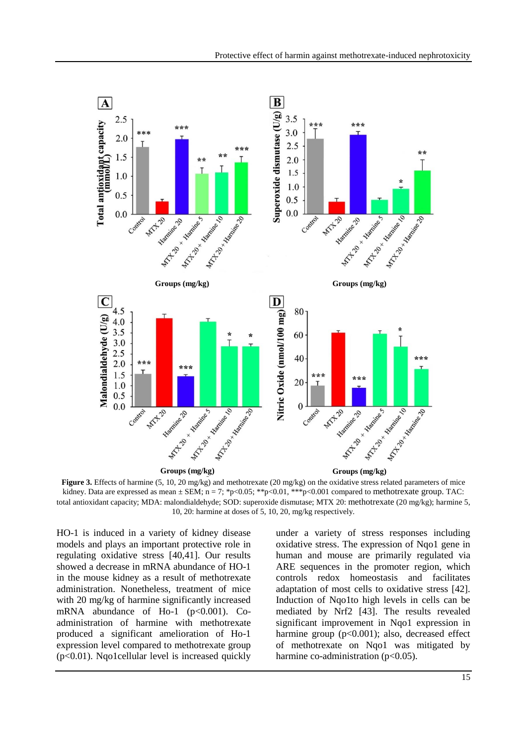**Figure 3.** Effects of harmine (5, 10, 20 mg/kg) and methotrexate (20 mg/kg) on the oxidative stress related parameters of mice kidney. Data are expressed as mean ± SEM; n = 7; *p<0.05; **p<0.01, ***p<0.001 compared to methotrexate group. TAC: total antioxidant capacity; MDA: malondialdehyde; SOD: superoxide dismutase; MTX 20: methotrexate (20 mg/kg); harmine 5, 10, 20: harmine at doses of 5, 10, 20, mg/kg respectively.

HO-1 is induced in a variety of kidney disease models and plays an important protective role in regulating oxidative stress [40,41]. Our results showed a decrease in mRNA abundance of HO-1 in the mouse kidney as a result of methotrexate administration. Nonetheless, treatment of mice with 20 mg/kg of harmine significantly increased mRNA abundance of Ho-1 (p<0.001). Co-administration of harmine with methotrexate produced a significant amelioration of Ho-1 expression level compared to methotrexate group (p<0.01). Nqo1cellular level is increased quickly under a variety of stress responses including oxidative stress. The expression of Nqo1 gene in human and mouse are primarily regulated via ARE sequences in the promoter region, which controls redox homeostasis and facilitates adaptation of most cells to oxidative stress [42]. Induction of Nqo1to high levels in cells can be mediated by Nrf2 [43]. The results revealed significant improvement in Nqo1 expression in harmine group (p<0.001); also, decreased effect of methotrexate on Nqo1 was mitigated by harmine co-administration (p<0.05).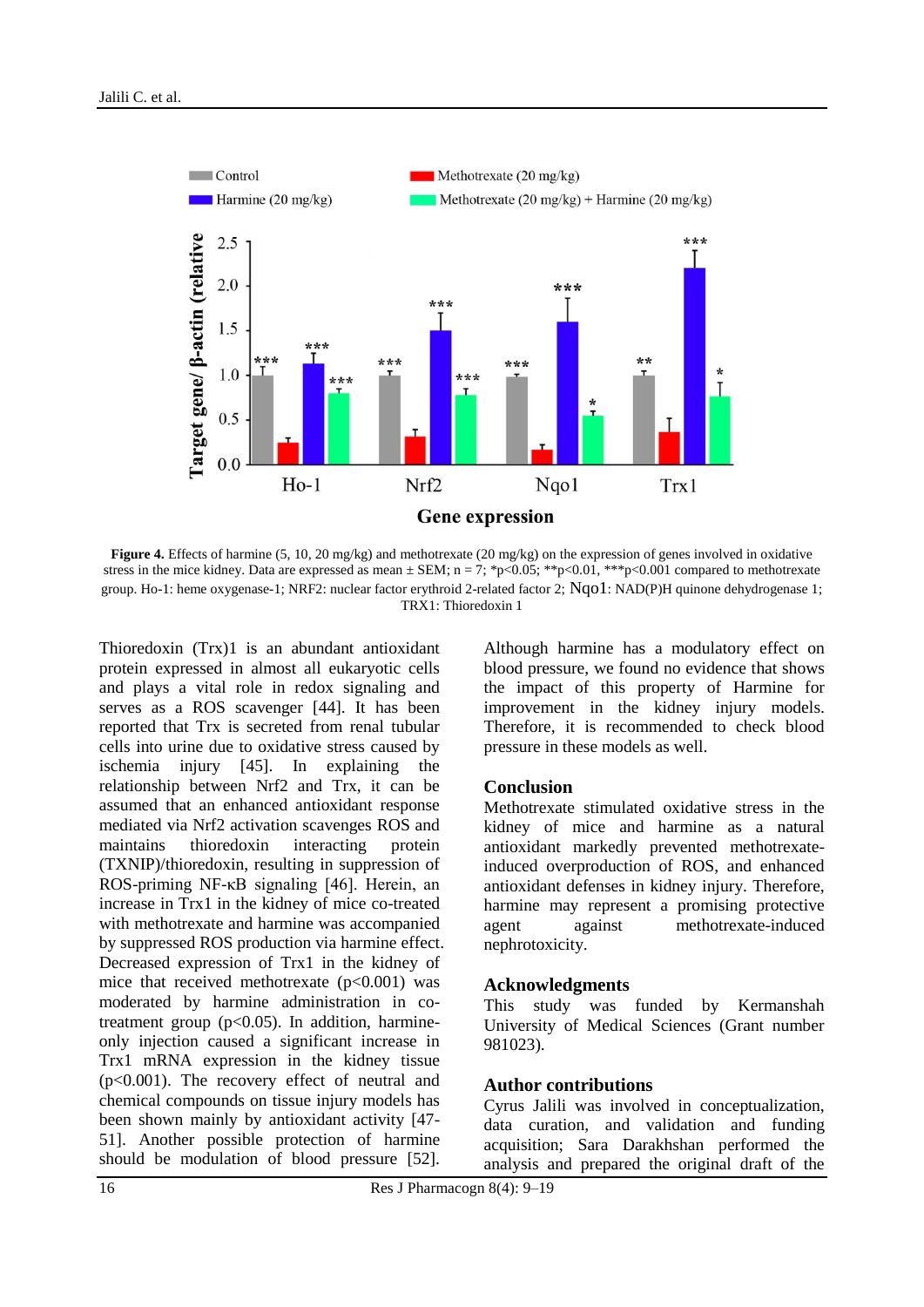**Figure 4.** Effects of harmine (5, 10, 20 mg/kg) and methotrexate (20 mg/kg) on the expression of genes involved in oxidative stress in the mice kidney. Data are expressed as mean ± SEM; n = 7; *p<0.05; **p<0.01, ***p<0.001 compared to methotrexate group. Ho-1: heme oxygenase-1; NRF2: nuclear factor erythroid 2-related factor 2; Nqo1: NAD(P)H quinone dehydrogenase 1; TRX1: Thioredoxin 1

Thioredoxin (Trx)1 is an abundant antioxidant protein expressed in almost all eukaryotic cells and plays a vital role in redox signaling and serves as a ROS scavenger [44]. It has been reported that Trx is secreted from renal tubular cells into urine due to oxidative stress caused by ischemia injury [45]. In explaining the relationship between Nrf2 and Trx, it can be assumed that an enhanced antioxidant response mediated via Nrf2 activation scavenges ROS and maintains thioredoxin interacting protein (TXNIP)/thioredoxin, resulting in suppression of ROS-priming NF-κB signaling [46]. Herein, an increase in Trx1 in the kidney of mice co-treated with methotrexate and harmine was accompanied by suppressed ROS production via harmine effect. Decreased expression of Trx1 in the kidney of mice that received methotrexate (p<0.001) was moderated by harmine administration in co-treatment group (p<0.05). In addition, harmine-only injection caused a significant increase in Trx1 mRNA expression in the kidney tissue (p<0.001). The recovery effect of neutral and chemical compounds on tissue injury models has been shown mainly by antioxidant activity [47-51]. Another possible protection of harmine should be modulation of blood pressure [52]. Although harmine has a modulatory effect on blood pressure, we found no evidence that shows the impact of this property of Harmine for the improvement in the kidney injury models. Therefore, it is recommended to check blood pressure in these models as well.

## Conclusion

Methotrexate stimulated oxidative stress in the kidney of mice and harmine as a natural antioxidant markedly prevented methotrexate-induced overproduction of ROS, and enhanced antioxidant defenses in kidney injury. Therefore, harmine may represent a promising protective agent against methotrexate-induced nephrotoxicity.

## Acknowledgments

This study was funded by Kermanshah University of Medical Sciences (Grant number 981023).

## Author contributions

Cyrus Jalili was involved in conceptualization, data curation, and validation and funding acquisition; Sara Darakhshan performed the analysis and prepared the original draft of the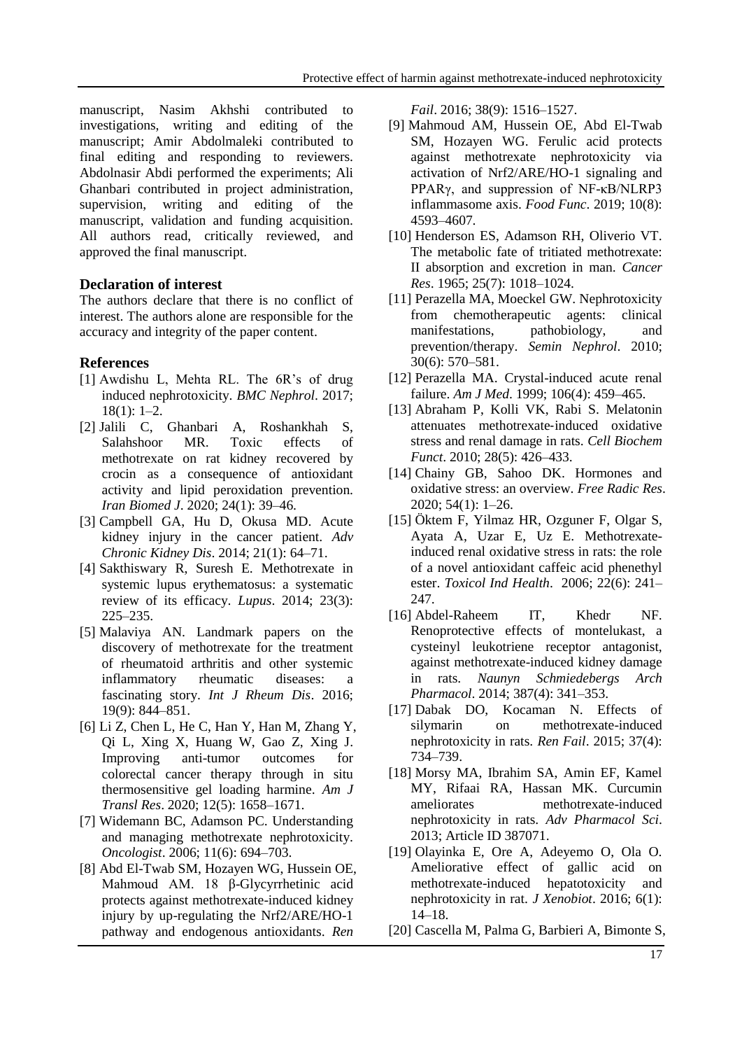manuscript, Nasim Akhshi contributed to investigations, writing and editing of the manuscript; Amir Abdolmaleki contributed to final editing and responding to reviewers. Abdolnasir Abdi performed the experiments; Ali Ghanbari contributed in project administration, supervision, writing and editing of the manuscript, validation and funding acquisition. All authors read, critically reviewed, and approved the final manuscript.

## Declaration of interest

The authors declare that there is no conflict of interest. The authors alone are responsible for the accuracy and integrity of the paper content.

## References

[1] Awdishu L, Mehta RL. The 6R's of drug induced nephrotoxicity. *BMC Nephrol*. 2017; 18(1): 1–2.

[2] Jalili C, Ghanbari A, Roshankhah S, Salahshoor MR. Toxic effects of methotrexate on rat kidney recovered by crocin as a consequence of antioxidant activity and lipid peroxidation prevention. *Iran Biomed J*. 2020; 24(1): 39–46.

[3] Campbell GA, Hu D, Okusa MD. Acute kidney injury in the cancer patient. *Adv Chronic Kidney Dis*. 2014; 21(1): 64–71.

[4] Sakthiswary R, Suresh E. Methotrexate in systemic lupus erythematosus: a systematic review of its efficacy. *Lupus*. 2014; 23(3): 225–235.

[5] Malaviya AN. Landmark papers on the discovery of methotrexate for the treatment of rheumatoid arthritis and other systemic inflammatory rheumatic diseases: a fascinating story. *Int J Rheum Dis*. 2016; 19(9): 844–851.

[6] Li Z, Chen L, He C, Han Y, Han M, Zhang Y, Qi L, Xing X, Huang W, Gao Z, Xing J. Improving anti-tumor outcomes for colorectal cancer therapy through in situ thermosensitive gel loading harmine. *Am J Transl Res*. 2020; 12(5): 1658–1671.

[7] Widemann BC, Adamson PC. Understanding and managing methotrexate nephrotoxicity. *Oncologist*. 2006; 11(6): 694–703.

[8] Abd El-Twab SM, Hozayen WG, Hussein OE, Mahmoud AM. 18 β-Glycyrrhetinic acid protects against methotrexate-induced kidney injury by up-regulating the Nrf2/ARE/HO-1 pathway and endogenous antioxidants. *Ren Fail*. 2016; 38(9): 1516–1527.

[9] Mahmoud AM, Hussein OE, Abd El-Twab SM, Hozayen WG. Ferulic acid protects against methotrexate nephrotoxicity via activation of Nrf2/ARE/HO-1 signaling and PPARγ, and suppression of NF-κB/NLRP3 inflammasome axis. *Food Func*. 2019; 10(8): 4593–4607.

[10] Henderson ES, Adamson RH, Oliverio VT. The metabolic fate of tritiated methotrexate: II absorption and excretion in man. *Cancer Res*. 1965; 25(7): 1018–1024.

[11] Perazella MA, Moeckel GW. Nephrotoxicity from chemotherapeutic agents: clinical manifestations, pathobiology, and prevention/therapy. *Semin Nephrol*. 2010; 30(6): 570–581.

[12] Perazella MA. Crystal-induced acute renal failure. *Am J Med*. 1999; 106(4): 459–465.

[13] Abraham P, Kolli VK, Rabi S. Melatonin attenuates methotrexate-induced oxidative stress and renal damage in rats. *Cell Biochem Funct*. 2010; 28(5): 426–433.

[14] Chainy GB, Sahoo DK. Hormones and oxidative stress: an overview. *Free Radic Res*. 2020; 54(1): 1–26.

[15] Öktem F, Yilmaz HR, Ozguner F, Olgar S, Ayata A, Uzar E, Uz E. Methotrexate-induced renal oxidative stress in rats: the role of a novel antioxidant caffeic acid phenethyl ester. *Toxicol Ind Health*. 2006; 22(6): 241–247.

[16] Abdel-Raheem IT, Khedr NF. Renoprotective effects of montelukast, a cysteinyl leukotriene receptor antagonist, against methotrexate-induced kidney damage in rats. *Naunyn Schmiedebergs Arch Pharmacol*. 2014; 387(4): 341–353.

[17] Dabak DO, Kocaman N. Effects of silymarin on methotrexate-induced nephrotoxicity in rats. *Ren Fail*. 2015; 37(4): 734–739.

[18] Morsy MA, Ibrahim SA, Amin EF, Kamel MY, Rifaai RA, Hassan MK. Curcumin ameliorates methotrexate-induced nephrotoxicity in rats. *Adv Pharmacol Sci*. 2013; Article ID 387071.

[19] Olayinka E, Ore A, Adeyemo O, Ola O. Ameliorative effect of gallic acid on methotrexate-induced hepatotoxicity and nephrotoxicity in rat. *J Xenobiot*. 2016; 6(1): 14–18.

[20] Cascella M, Palma G, Barbieri A, Bimonte S,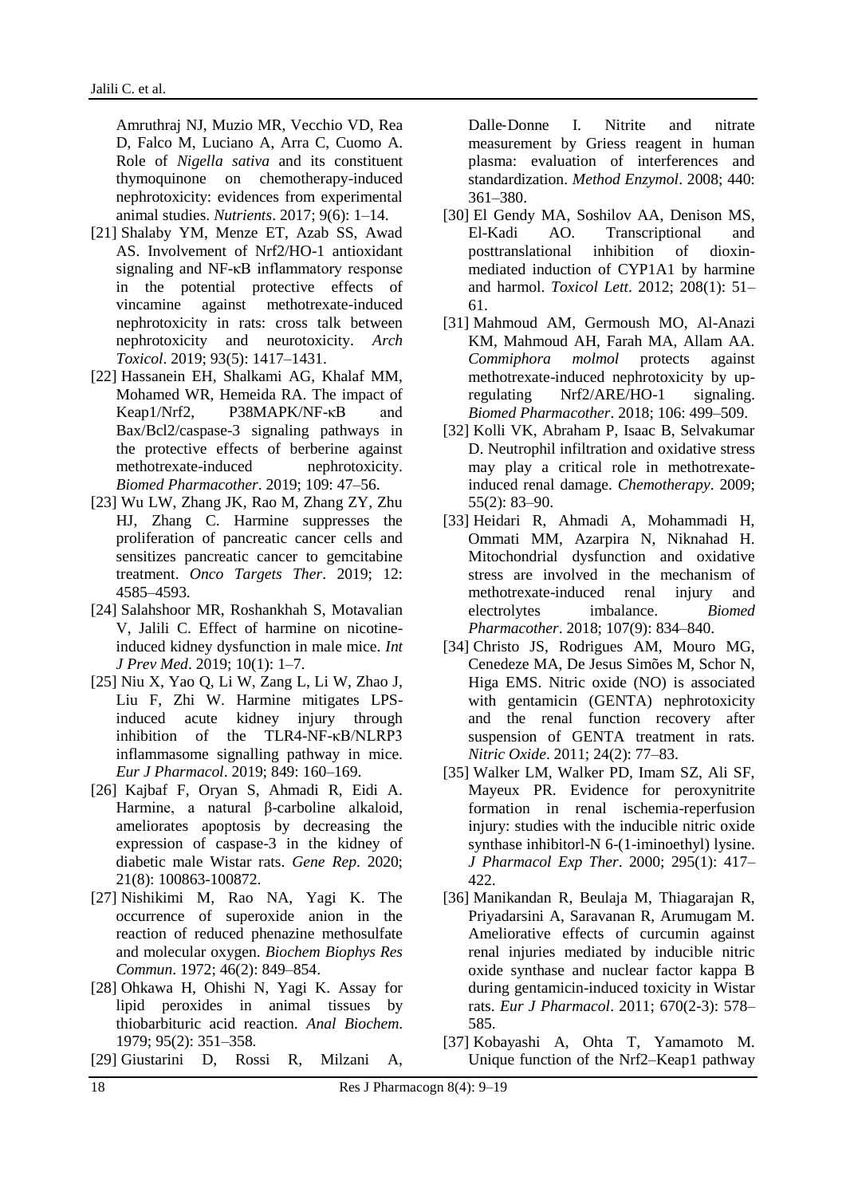Amruthraj NJ, Muzio MR, Vecchio VD, Rea D, Falco M, Luciano A, Arra C, Cuomo A. Role of *Nigella sativa* and its constituent thymoquinone on chemotherapy-induced nephrotoxicity: evidences from experimental animal studies. *Nutrients*. 2017; 9(6): 1–14.

[21] Shalaby YM, Menze ET, Azab SS, Awad AS. Involvement of Nrf2/HO-1 antioxidant signaling and NF-κB inflammatory response in the potential protective effects of vincamine against methotrexate-induced nephrotoxicity in rats: cross talk between nephrotoxicity and neurotoxicity. *Arch Toxicol*. 2019; 93(5): 1417–1431.

[22] Hassanein EH, Shalkami AG, Khalaf MM, Mohamed WR, Hemeida RA. The impact of Keap1/Nrf2, P38MAPK/NF-κB and Bax/Bcl2/caspase-3 signaling pathways in the protective effects of berberine against methotrexate-induced nephrotoxicity. *Biomed Pharmacother*. 2019; 109: 47–56.

[23] Wu LW, Zhang JK, Rao M, Zhang ZY, Zhu HJ, Zhang C. Harmine suppresses the proliferation of pancreatic cancer cells and sensitizes pancreatic cancer to gemcitabine treatment. *Onco Targets Ther*. 2019; 12: 4585–4593.

[24] Salahshoor MR, Roshankhah S, Motavalian V, Jalili C. Effect of harmine on nicotine-induced kidney dysfunction in male mice. *Int J Prev Med*. 2019; 10(1): 1–7.

[25] Niu X, Yao Q, Li W, Zang L, Li W, Zhao J, Liu F, Zhi W. Harmine mitigates LPS-induced acute kidney injury through inhibition of the TLR4-NF-κB/NLRP3 inflammasome signalling pathway in mice. *Eur J Pharmacol*. 2019; 849: 160–169.

[26] Kajbaf F, Oryan S, Ahmadi R, Eidi A. Harmine, a natural β-carboline alkaloid, ameliorates apoptosis by decreasing the expression of caspase-3 in the kidney of diabetic male Wistar rats. *Gene Rep*. 2020; 21(8): 100863-100872.

[27] Nishikimi M, Rao NA, Yagi K. The occurrence of superoxide anion in the reaction of reduced phenazine methosulfate and molecular oxygen. *Biochem Biophys Res Commun*. 1972; 46(2): 849–854.

[28] Ohkawa H, Ohishi N, Yagi K. Assay for lipid peroxides in animal tissues by thiobarbituric acid reaction. *Anal Biochem*. 1979; 95(2): 351–358.

[29] Giustarini D, Rossi R, Milzani A, Dalle-Donne I. Nitrite and nitrate measurement by Griess reagent in human plasma: evaluation of interferences and standardization. *Method Enzymol*. 2008; 440: 361–380.

[30] El Gendy MA, Soshilov AA, Denison MS, El-Kadi AO. Transcriptional and posttranslational inhibition of dioxin-mediated induction of CYP1A1 by harmine and harmol. *Toxicol Lett*. 2012; 208(1): 51–61.

[31] Mahmoud AM, Germoush MO, Al-Anazi KM, Mahmoud AH, Farah MA, Allam AA. *Commiphora molmol* protects against methotrexate-induced nephrotoxicity by up-regulating Nrf2/ARE/HO-1 signaling. *Biomed Pharmacother*. 2018; 106: 499–509.

[32] Kolli VK, Abraham P, Isaac B, Selvakumar D. Neutrophil infiltration and oxidative stress may play a critical role in methotrexate-induced renal damage. *Chemotherapy*. 2009; 55(2): 83–90.

[33] Heidari R, Ahmadi A, Mohammadi H, Ommati MM, Azarpira N, Niknahad H. Mitochondrial dysfunction and oxidative stress are involved in the mechanism of methotrexate-induced renal injury and electrolytes imbalance. *Biomed Pharmacother*. 2018; 107(9): 834–840.

[34] Christo JS, Rodrigues AM, Mouro MG, Cenedeze MA, De Jesus Simões M, Schor N, Higa EMS. Nitric oxide (NO) is associated with gentamicin (GENTA) nephrotoxicity and the renal function recovery after suspension of GENTA treatment in rats. *Nitric Oxide*. 2011; 24(2): 77–83.

[35] Walker LM, Walker PD, Imam SZ, Ali SF, Mayeux PR. Evidence for peroxynitrite formation in renal ischemia-reperfusion injury: studies with the inducible nitric oxide synthase inhibitorl-N 6-(1-iminoethyl) lysine. *J Pharmacol Exp Ther*. 2000; 295(1): 417–422.

[36] Manikandan R, Beulaja M, Thiagarajan R, Priyadarsini A, Saravanan R, Arumugam M. Ameliorative effects of curcumin against renal injuries mediated by inducible nitric oxide synthase and nuclear factor kappa B during gentamicin-induced toxicity in Wistar rats. *Eur J Pharmacol*. 2011; 670(2-3): 578–585.

[37] Kobayashi A, Ohta T, Yamamoto M. Unique function of the Nrf2–Keap1 pathway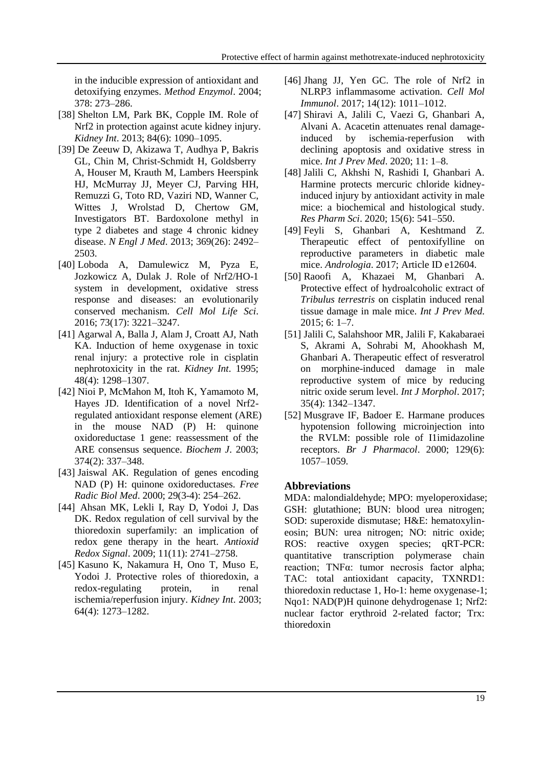in the inducible expression of antioxidant and detoxifying enzymes. *Method Enzymol*. 2004; 378: 273–286.

[38] Shelton LM, Park BK, Copple IM. Role of Nrf2 in protection against acute kidney injury. *Kidney Int*. 2013; 84(6): 1090–1095.

[39] De Zeeuw D, Akizawa T, Audhya P, Bakris GL, Chin M, Christ-Schmidt H, Goldsberry A, Houser M, Krauth M, Lambers Heerspink HJ, McMurray JJ, Meyer CJ, Parving HH, Remuzzi G, Toto RD, Vaziri ND, Wanner C, Wittes J, Wrolstad D, Chertow GM, Investigators BT. Bardoxolone methyl in type 2 diabetes and stage 4 chronic kidney disease. *N Engl J Med*. 2013; 369(26): 2492–2503.

[40] Loboda A, Damulewicz M, Pyza E, Jozkowicz A, Dulak J. Role of Nrf2/HO-1 system in development, oxidative stress response and diseases: an evolutionarily conserved mechanism. *Cell Mol Life Sci*. 2016; 73(17): 3221–3247.

[41] Agarwal A, Balla J, Alam J, Croatt AJ, Nath KA. Induction of heme oxygenase in toxic renal injury: a protective role in cisplatin nephrotoxicity in the rat. *Kidney Int*. 1995; 48(4): 1298–1307.

[42] Nioi P, McMahon M, Itoh K, Yamamoto M, Hayes JD. Identification of a novel Nrf2-regulated antioxidant response element (ARE) in the mouse NAD (P) H: quinone oxidoreductase 1 gene: reassessment of the ARE consensus sequence. *Biochem J*. 2003; 374(2): 337–348.

[43] Jaiswal AK. Regulation of genes encoding NAD (P) H: quinone oxidoreductases. *Free Radic Biol Med*. 2000; 29(3-4): 254–262.

[44] Ahsan MK, Lekli I, Ray D, Yodoi J, Das DK. Redox regulation of cell survival by the thioredoxin superfamily: an implication of redox gene therapy in the heart. *Antioxid Redox Signal*. 2009; 11(11): 2741–2758.

[45] Kasuno K, Nakamura H, Ono T, Muso E, Yodoi J. Protective roles of thioredoxin, a redox-regulating protein, in renal ischemia/reperfusion injury. *Kidney Int*. 2003; 64(4): 1273–1282.

[46] Jhang JJ, Yen GC. The role of Nrf2 in NLRP3 inflammasome activation. *Cell Mol Immunol*. 2017; 14(12): 1011–1012.

[47] Shiravi A, Jalili C, Vaezi G, Ghanbari A, Alvani A. Acacetin attenuates renal damage-induced by ischemia-reperfusion with declining apoptosis and oxidative stress in mice. *Int J Prev Med*. 2020; 11: 1–8.

[48] Jalili C, Akhshi N, Rashidi I, Ghanbari A. Harmine protects mercuric chloride kidney-induced injury by antioxidant activity in male mice: a biochemical and histological study. *Res Pharm Sci*. 2020; 15(6): 541–550.

[49] Feyli S, Ghanbari A, Keshtmand Z. Therapeutic effect of pentoxifylline on reproductive parameters in diabetic male mice. *Andrologia*. 2017; Article ID e12604.

[50] Raoofi A, Khazaei M, Ghanbari A. Protective effect of hydroalcoholic extract of *Tribulus terrestris* on cisplatin induced renal tissue damage in male mice. *Int J Prev Med.* 2015; 6: 1–7.

[51] Jalili C, Salahshoor MR, Jalili F, Kakabaraei S, Akrami A, Sohrabi M, Ahookhash M, Ghanbari A. Therapeutic effect of resveratrol on morphine-induced damage in male reproductive system of mice by reducing nitric oxide serum level. *Int J Morphol*. 2017; 35(4): 1342–1347.

[52] Musgrave IF, Badoer E. Harmane produces hypotension following microinjection into the RVLM: possible role of I1imidazoline receptors. *Br J Pharmacol*. 2000; 129(6): 1057–1059.

## Abbreviations

MDA: malondialdehyde; MPO: myeloperoxidase; GSH: glutathione; BUN: blood urea nitrogen; SOD: superoxide dismutase; H&E: hematoxylin-eosin; BUN: urea nitrogen; NO: nitric oxide; ROS: reactive oxygen species; qRT-PCR: quantitative transcription polymerase chain reaction; TNFα: tumor necrosis factor alpha; TAC: total antioxidant capacity, TXNRD1: thioredoxin reductase 1, Ho-1: heme oxygenase-1; Nqo1: NAD(P)H quinone dehydrogenase 1; Nrf2: nuclear factor erythroid 2-related factor; Trx: thioredoxin